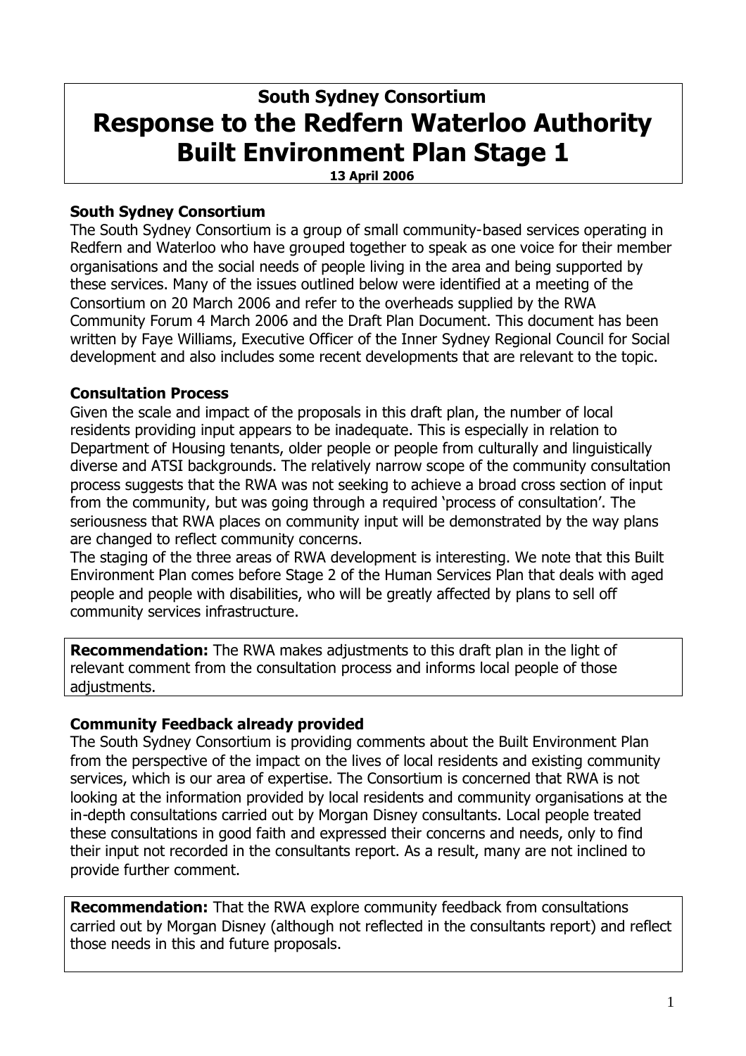# South Sydney Consortium
# Response to the Redfern Waterloo Authority Built Environment Plan Stage 1

**13 April 2006**

### South Sydney Consortium

The South Sydney Consortium is a group of small community-based services operating in Redfern and Waterloo who have grouped together to speak as one voice for their member organisations and the social needs of people living in the area and being supported by these services. Many of the issues outlined below were identified at a meeting of the Consortium on 20 March 2006 and refer to the overheads supplied by the RWA Community Forum 4 March 2006 and the Draft Plan Document. This document has been written by Faye Williams, Executive Officer of the Inner Sydney Regional Council for Social development and also includes some recent developments that are relevant to the topic.

### Consultation Process

Given the scale and impact of the proposals in this draft plan, the number of local residents providing input appears to be inadequate. This is especially in relation to Department of Housing tenants, older people or people from culturally and linguistically diverse and ATSI backgrounds. The relatively narrow scope of the community consultation process suggests that the RWA was not seeking to achieve a broad cross section of input from the community, but was going through a required 'process of consultation'. The seriousness that RWA places on community input will be demonstrated by the way plans are changed to reflect community concerns.

The staging of the three areas of RWA development is interesting. We note that this Built Environment Plan comes before Stage 2 of the Human Services Plan that deals with aged people and people with disabilities, who will be greatly affected by plans to sell off community services infrastructure.

**Recommendation:** The RWA makes adjustments to this draft plan in the light of relevant comment from the consultation process and informs local people of those adjustments.

### Community Feedback already provided

The South Sydney Consortium is providing comments about the Built Environment Plan from the perspective of the impact on the lives of local residents and existing community services, which is our area of expertise. The Consortium is concerned that RWA is not looking at the information provided by local residents and community organisations at the in-depth consultations carried out by Morgan Disney consultants. Local people treated these consultations in good faith and expressed their concerns and needs, only to find their input not recorded in the consultants report. As a result, many are not inclined to provide further comment.

**Recommendation:** That the RWA explore community feedback from consultations carried out by Morgan Disney (although not reflected in the consultants report) and reflect those needs in this and future proposals.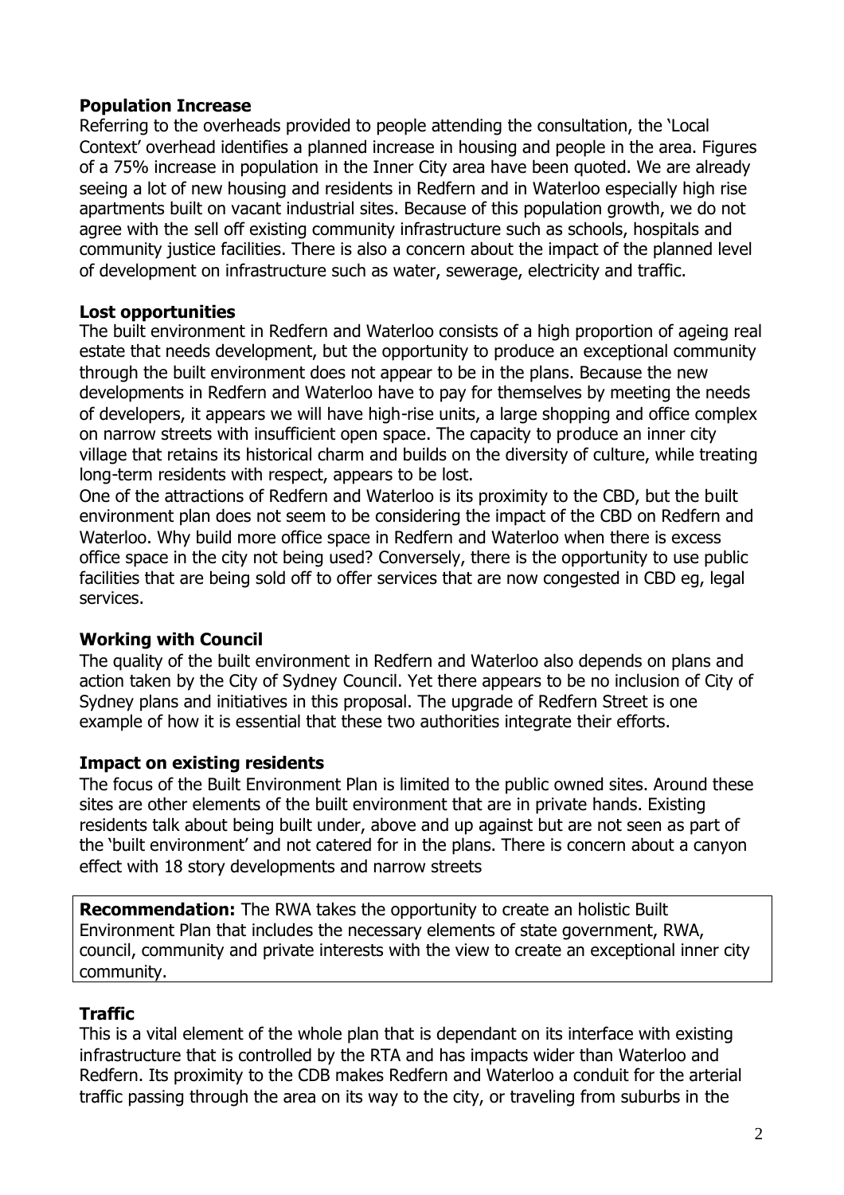**Population Increase**

Referring to the overheads provided to people attending the consultation, the 'Local Context' overhead identifies a planned increase in housing and people in the area. Figures of a 75% increase in population in the Inner City area have been quoted. We are already seeing a lot of new housing and residents in Redfern and in Waterloo especially high rise apartments built on vacant industrial sites. Because of this population growth, we do not agree with the sell off existing community infrastructure such as schools, hospitals and community justice facilities. There is also a concern about the impact of the planned level of development on infrastructure such as water, sewerage, electricity and traffic.

**Lost opportunities**

The built environment in Redfern and Waterloo consists of a high proportion of ageing real estate that needs development, but the opportunity to produce an exceptional community through the built environment does not appear to be in the plans. Because the new developments in Redfern and Waterloo have to pay for themselves by meeting the needs of developers, it appears we will have high-rise units, a large shopping and office complex on narrow streets with insufficient open space. The capacity to produce an inner city village that retains its historical charm and builds on the diversity of culture, while treating long-term residents with respect, appears to be lost.

One of the attractions of Redfern and Waterloo is its proximity to the CBD, but the built environment plan does not seem to be considering the impact of the CBD on Redfern and Waterloo. Why build more office space in Redfern and Waterloo when there is excess office space in the city not being used? Conversely, there is the opportunity to use public facilities that are being sold off to offer services that are now congested in CBD eg, legal services.

**Working with Council**

The quality of the built environment in Redfern and Waterloo also depends on plans and action taken by the City of Sydney Council. Yet there appears to be no inclusion of City of Sydney plans and initiatives in this proposal. The upgrade of Redfern Street is one example of how it is essential that these two authorities integrate their efforts.

**Impact on existing residents**

The focus of the Built Environment Plan is limited to the public owned sites. Around these sites are other elements of the built environment that are in private hands. Existing residents talk about being built under, above and up against but are not seen as part of the 'built environment' and not catered for in the plans. There is concern about a canyon effect with 18 story developments and narrow streets

**Recommendation:** The RWA takes the opportunity to create an holistic Built Environment Plan that includes the necessary elements of state government, RWA, council, community and private interests with the view to create an exceptional inner city community.

**Traffic**

This is a vital element of the whole plan that is dependant on its interface with existing infrastructure that is controlled by the RTA and has impacts wider than Waterloo and Redfern. Its proximity to the CDB makes Redfern and Waterloo a conduit for the arterial traffic passing through the area on its way to the city, or traveling from suburbs in the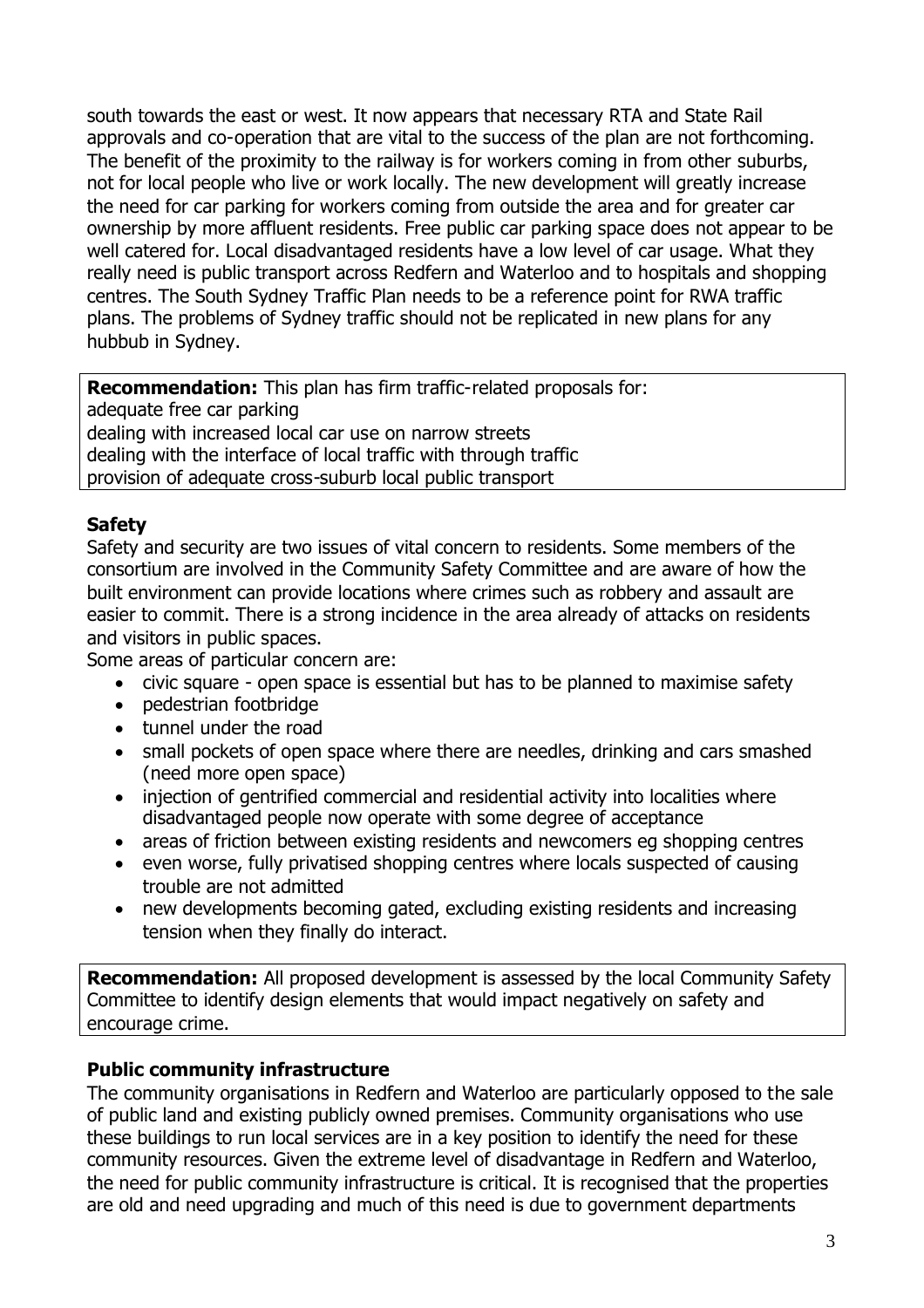south towards the east or west. It now appears that necessary RTA and State Rail approvals and co-operation that are vital to the success of the plan are not forthcoming. The benefit of the proximity to the railway is for workers coming in from other suburbs, not for local people who live or work locally. The new development will greatly increase the need for car parking for workers coming from outside the area and for greater car ownership by more affluent residents. Free public car parking space does not appear to be well catered for. Local disadvantaged residents have a low level of car usage. What they really need is public transport across Redfern and Waterloo and to hospitals and shopping centres. The South Sydney Traffic Plan needs to be a reference point for RWA traffic plans. The problems of Sydney traffic should not be replicated in new plans for any hubbub in Sydney.

> **Recommendation:** This plan has firm traffic-related proposals for:
> adequate free car parking
> dealing with increased local car use on narrow streets
> dealing with the interface of local traffic with through traffic
> provision of adequate cross-suburb local public transport

### Safety

Safety and security are two issues of vital concern to residents. Some members of the consortium are involved in the Community Safety Committee and are aware of how the built environment can provide locations where crimes such as robbery and assault are easier to commit. There is a strong incidence in the area already of attacks on residents and visitors in public spaces.

Some areas of particular concern are:

- civic square - open space is essential but has to be planned to maximise safety
- pedestrian footbridge
- tunnel under the road
- small pockets of open space where there are needles, drinking and cars smashed (need more open space)
- injection of gentrified commercial and residential activity into localities where disadvantaged people now operate with some degree of acceptance
- areas of friction between existing residents and newcomers eg shopping centres
- even worse, fully privatised shopping centres where locals suspected of causing trouble are not admitted
- new developments becoming gated, excluding existing residents and increasing tension when they finally do interact.

> **Recommendation:** All proposed development is assessed by the local Community Safety Committee to identify design elements that would impact negatively on safety and encourage crime.

### Public community infrastructure

The community organisations in Redfern and Waterloo are particularly opposed to the sale of public land and existing publicly owned premises. Community organisations who use these buildings to run local services are in a key position to identify the need for these community resources. Given the extreme level of disadvantage in Redfern and Waterloo, the need for public community infrastructure is critical. It is recognised that the properties are old and need upgrading and much of this need is due to government departments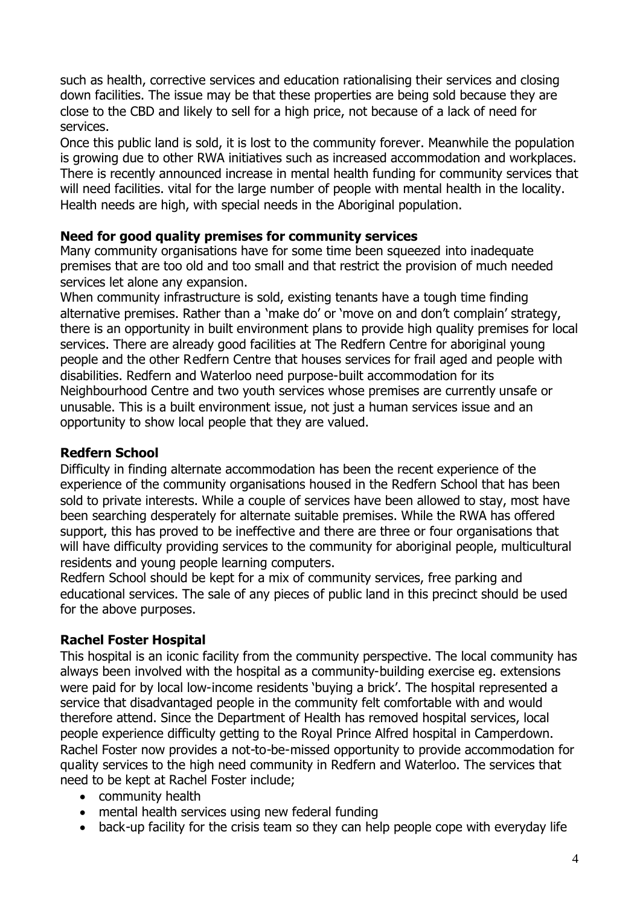such as health, corrective services and education rationalising their services and closing down facilities. The issue may be that these properties are being sold because they are close to the CBD and likely to sell for a high price, not because of a lack of need for services.

Once this public land is sold, it is lost to the community forever. Meanwhile the population is growing due to other RWA initiatives such as increased accommodation and workplaces. There is recently announced increase in mental health funding for community services that will need facilities. vital for the large number of people with mental health in the locality. Health needs are high, with special needs in the Aboriginal population.

**Need for good quality premises for community services**

Many community organisations have for some time been squeezed into inadequate premises that are too old and too small and that restrict the provision of much needed services let alone any expansion.

When community infrastructure is sold, existing tenants have a tough time finding alternative premises. Rather than a 'make do' or 'move on and don't complain' strategy, there is an opportunity in built environment plans to provide high quality premises for local services. There are already good facilities at The Redfern Centre for aboriginal young people and the other Redfern Centre that houses services for frail aged and people with disabilities. Redfern and Waterloo need purpose-built accommodation for its Neighbourhood Centre and two youth services whose premises are currently unsafe or unusable. This is a built environment issue, not just a human services issue and an opportunity to show local people that they are valued.

**Redfern School**

Difficulty in finding alternate accommodation has been the recent experience of the experience of the community organisations housed in the Redfern School that has been sold to private interests. While a couple of services have been allowed to stay, most have been searching desperately for alternate suitable premises. While the RWA has offered support, this has proved to be ineffective and there are three or four organisations that will have difficulty providing services to the community for aboriginal people, multicultural residents and young people learning computers.

Redfern School should be kept for a mix of community services, free parking and educational services. The sale of any pieces of public land in this precinct should be used for the above purposes.

**Rachel Foster Hospital**

This hospital is an iconic facility from the community perspective. The local community has always been involved with the hospital as a community-building exercise eg. extensions were paid for by local low-income residents 'buying a brick'. The hospital represented a service that disadvantaged people in the community felt comfortable with and would therefore attend. Since the Department of Health has removed hospital services, local people experience difficulty getting to the Royal Prince Alfred hospital in Camperdown. Rachel Foster now provides a not-to-be-missed opportunity to provide accommodation for quality services to the high need community in Redfern and Waterloo. The services that need to be kept at Rachel Foster include;

- community health
- mental health services using new federal funding
- back-up facility for the crisis team so they can help people cope with everyday life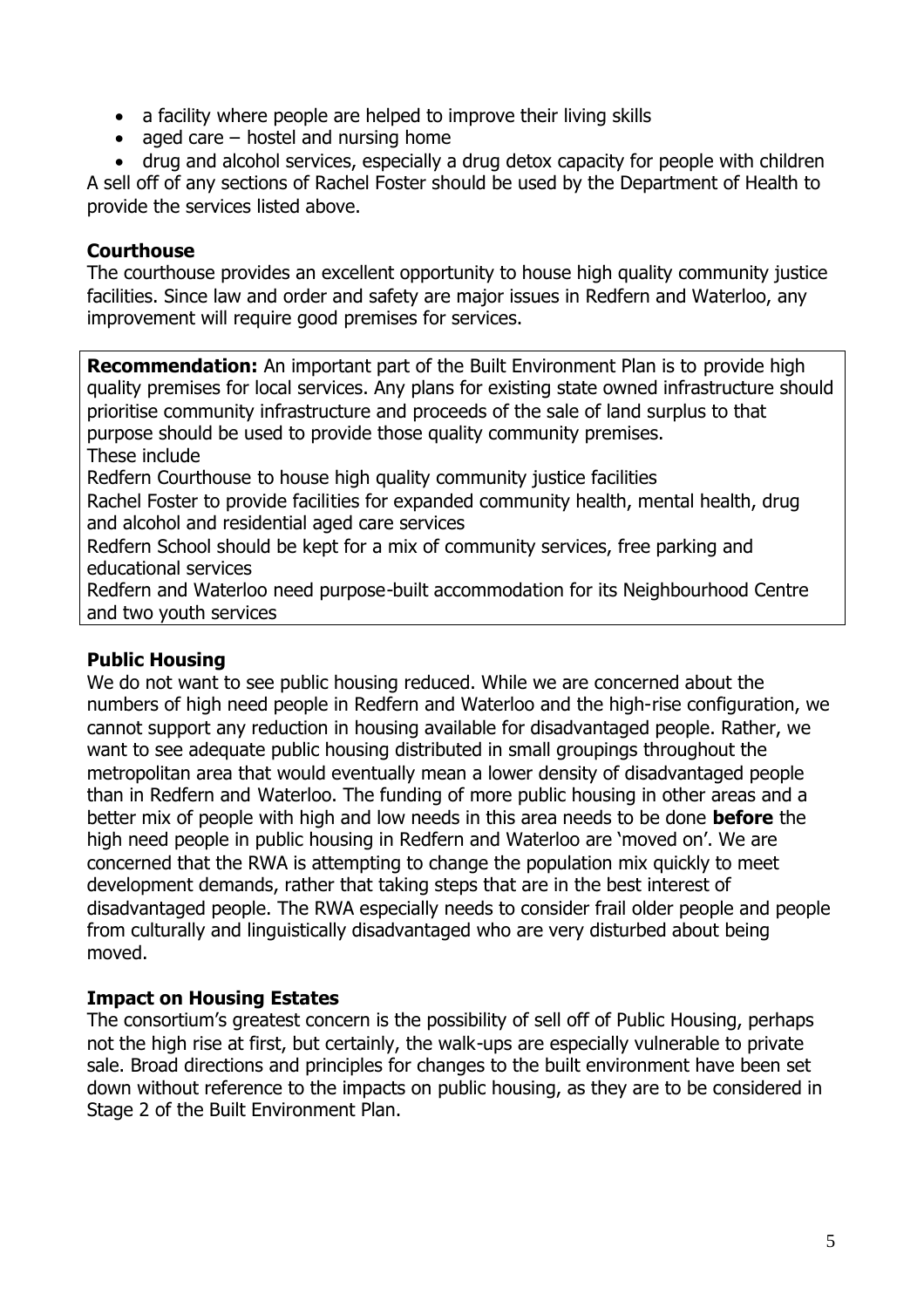- a facility where people are helped to improve their living skills
- aged care – hostel and nursing home
- drug and alcohol services, especially a drug detox capacity for people with children

A sell off of any sections of Rachel Foster should be used by the Department of Health to provide the services listed above.

**Courthouse**

The courthouse provides an excellent opportunity to house high quality community justice facilities. Since law and order and safety are major issues in Redfern and Waterloo, any improvement will require good premises for services.

> **Recommendation:** An important part of the Built Environment Plan is to provide high quality premises for local services. Any plans for existing state owned infrastructure should prioritise community infrastructure and proceeds of the sale of land surplus to that purpose should be used to provide those quality community premises.
> These include
> Redfern Courthouse to house high quality community justice facilities
> Rachel Foster to provide facilities for expanded community health, mental health, drug and alcohol and residential aged care services
> Redfern School should be kept for a mix of community services, free parking and educational services
> Redfern and Waterloo need purpose-built accommodation for its Neighbourhood Centre and two youth services

**Public Housing**

We do not want to see public housing reduced. While we are concerned about the numbers of high need people in Redfern and Waterloo and the high-rise configuration, we cannot support any reduction in housing available for disadvantaged people. Rather, we want to see adequate public housing distributed in small groupings throughout the metropolitan area that would eventually mean a lower density of disadvantaged people than in Redfern and Waterloo. The funding of more public housing in other areas and a better mix of people with high and low needs in this area needs to be done **before** the high need people in public housing in Redfern and Waterloo are 'moved on'. We are concerned that the RWA is attempting to change the population mix quickly to meet development demands, rather that taking steps that are in the best interest of disadvantaged people. The RWA especially needs to consider frail older people and people from culturally and linguistically disadvantaged who are very disturbed about being moved.

**Impact on Housing Estates**

The consortium's greatest concern is the possibility of sell off of Public Housing, perhaps not the high rise at first, but certainly, the walk-ups are especially vulnerable to private sale. Broad directions and principles for changes to the built environment have been set down without reference to the impacts on public housing, as they are to be considered in Stage 2 of the Built Environment Plan.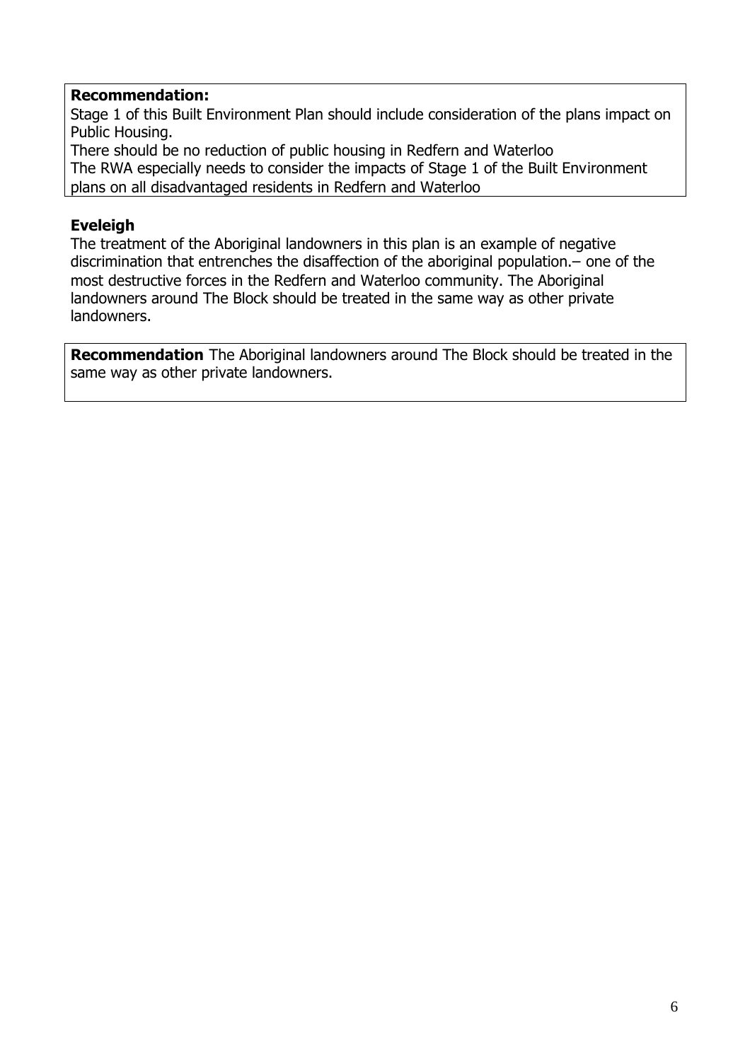**Recommendation:**

Stage 1 of this Built Environment Plan should include consideration of the plans impact on Public Housing.

There should be no reduction of public housing in Redfern and Waterloo

The RWA especially needs to consider the impacts of Stage 1 of the Built Environment plans on all disadvantaged residents in Redfern and Waterloo

## Eveleigh

The treatment of the Aboriginal landowners in this plan is an example of negative discrimination that entrenches the disaffection of the aboriginal population.– one of the most destructive forces in the Redfern and Waterloo community. The Aboriginal landowners around The Block should be treated in the same way as other private landowners.

**Recommendation** The Aboriginal landowners around The Block should be treated in the same way as other private landowners.